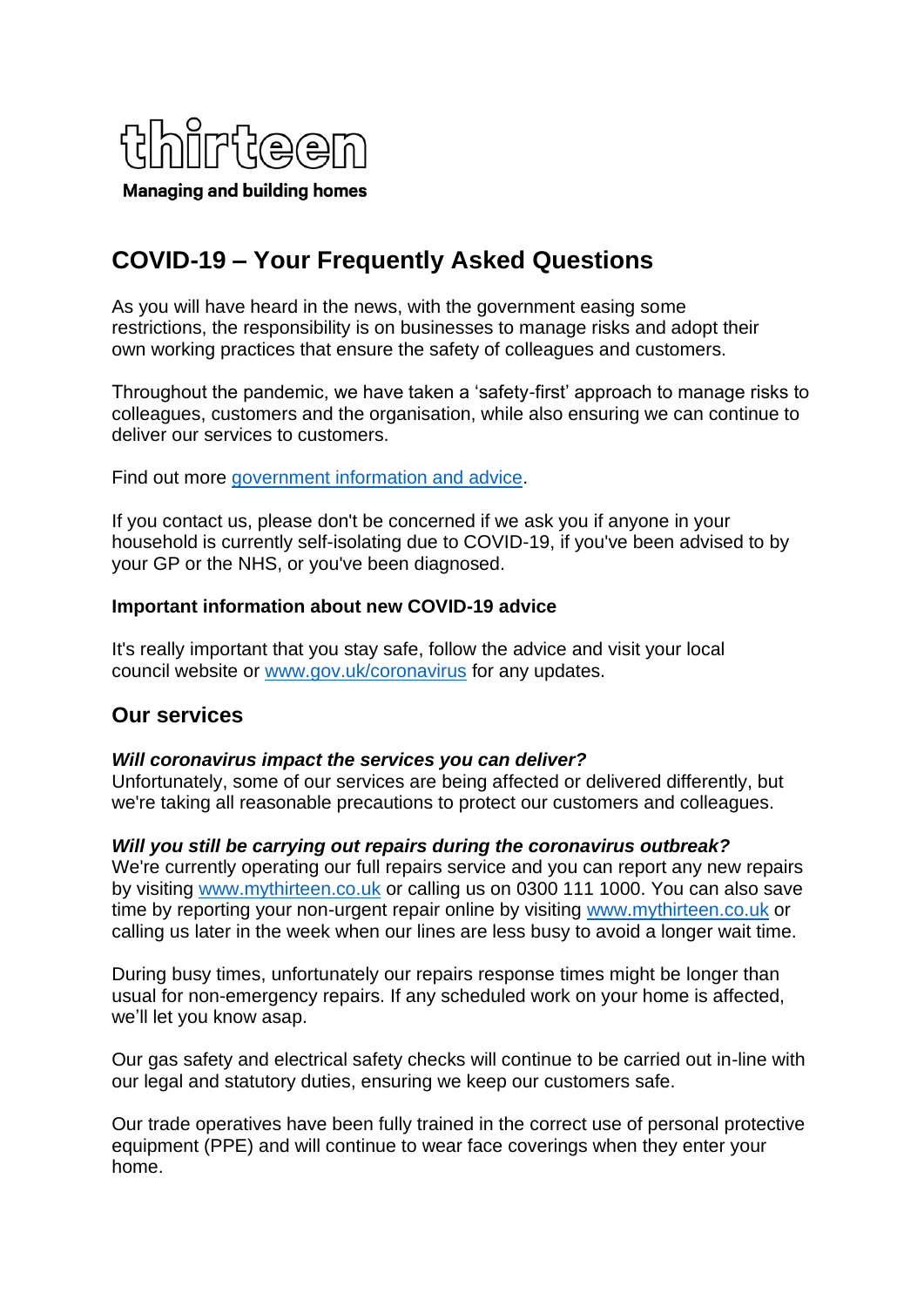thirteen

**Managing and building homes**

# COVID-19 – Your Frequently Asked Questions

As you will have heard in the news, with the government easing some restrictions, the responsibility is on businesses to manage risks and adopt their own working practices that ensure the safety of colleagues and customers.

Throughout the pandemic, we have taken a 'safety-first' approach to manage risks to colleagues, customers and the organisation, while also ensuring we can continue to deliver our services to customers.

Find out more [government information and advice](#).

If you contact us, please don't be concerned if we ask you if anyone in your household is currently self-isolating due to COVID-19, if you've been advised to by your GP or the NHS, or you've been diagnosed.

**Important information about new COVID-19 advice**

It's really important that you stay safe, follow the advice and visit your local council website or [www.gov.uk/coronavirus](http://www.gov.uk/coronavirus) for any updates.

## Our services

***Will coronavirus impact the services you can deliver?***
Unfortunately, some of our services are being affected or delivered differently, but we're taking all reasonable precautions to protect our customers and colleagues.

***Will you still be carrying out repairs during the coronavirus outbreak?***
We're currently operating our full repairs service and you can report any new repairs by visiting [www.mythirteen.co.uk](http://www.mythirteen.co.uk) or calling us on 0300 111 1000. You can also save time by reporting your non-urgent repair online by visiting [www.mythirteen.co.uk](http://www.mythirteen.co.uk) or calling us later in the week when our lines are less busy to avoid a longer wait time.

During busy times, unfortunately our repairs response times might be longer than usual for non-emergency repairs. If any scheduled work on your home is affected, we'll let you know asap.

Our gas safety and electrical safety checks will continue to be carried out in-line with our legal and statutory duties, ensuring we keep our customers safe.

Our trade operatives have been fully trained in the correct use of personal protective equipment (PPE) and will continue to wear face coverings when they enter your home.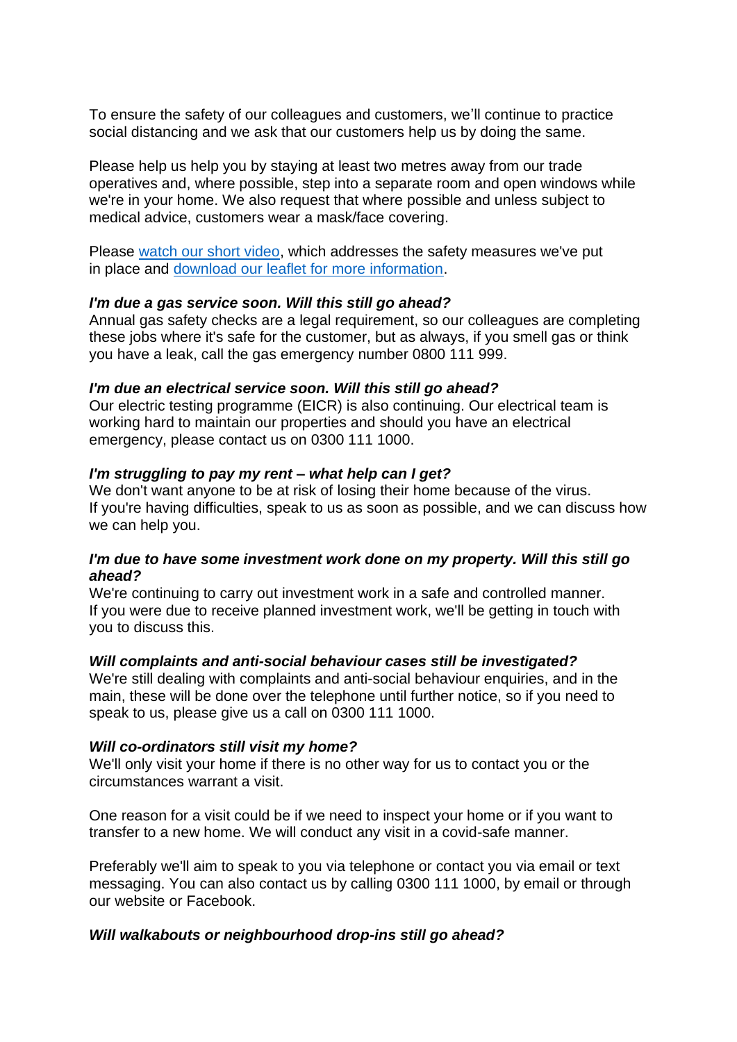To ensure the safety of our colleagues and customers, we'll continue to practice social distancing and we ask that our customers help us by doing the same.

Please help us help you by staying at least two metres away from our trade operatives and, where possible, step into a separate room and open windows while we're in your home. We also request that where possible and unless subject to medical advice, customers wear a mask/face covering.

Please [watch our short video](), which addresses the safety measures we've put in place and [download our leaflet for more information]().

***I'm due a gas service soon. Will this still go ahead?***
Annual gas safety checks are a legal requirement, so our colleagues are completing these jobs where it's safe for the customer, but as always, if you smell gas or think you have a leak, call the gas emergency number 0800 111 999.

***I'm due an electrical service soon. Will this still go ahead?***
Our electric testing programme (EICR) is also continuing. Our electrical team is working hard to maintain our properties and should you have an electrical emergency, please contact us on 0300 111 1000.

***I'm struggling to pay my rent – what help can I get?***
We don't want anyone to be at risk of losing their home because of the virus. If you're having difficulties, speak to us as soon as possible, and we can discuss how we can help you.

***I'm due to have some investment work done on my property. Will this still go ahead?***
We're continuing to carry out investment work in a safe and controlled manner. If you were due to receive planned investment work, we'll be getting in touch with you to discuss this.

***Will complaints and anti-social behaviour cases still be investigated?***
We're still dealing with complaints and anti-social behaviour enquiries, and in the main, these will be done over the telephone until further notice, so if you need to speak to us, please give us a call on 0300 111 1000.

***Will co-ordinators still visit my home?***
We'll only visit your home if there is no other way for us to contact you or the circumstances warrant a visit.

One reason for a visit could be if we need to inspect your home or if you want to transfer to a new home. We will conduct any visit in a covid-safe manner.

Preferably we'll aim to speak to you via telephone or contact you via email or text messaging. You can also contact us by calling 0300 111 1000, by email or through our website or Facebook.

***Will walkabouts or neighbourhood drop-ins still go ahead?***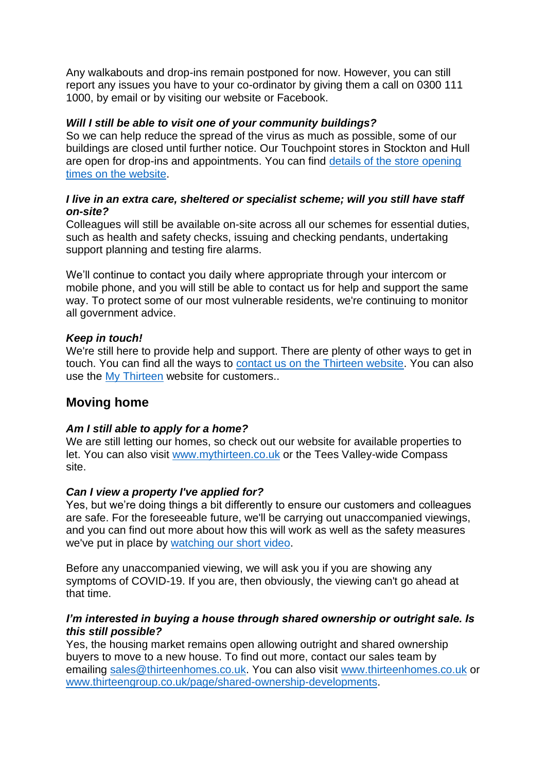Any walkabouts and drop-ins remain postponed for now. However, you can still report any issues you have to your co-ordinator by giving them a call on 0300 111 1000, by email or by visiting our website or Facebook.

***Will I still be able to visit one of your community buildings?***
So we can help reduce the spread of the virus as much as possible, some of our buildings are closed until further notice. Our Touchpoint stores in Stockton and Hull are open for drop-ins and appointments. You can find details of the store opening times on the website.

***I live in an extra care, sheltered or specialist scheme; will you still have staff on-site?***
Colleagues will still be available on-site across all our schemes for essential duties, such as health and safety checks, issuing and checking pendants, undertaking support planning and testing fire alarms.

We'll continue to contact you daily where appropriate through your intercom or mobile phone, and you will still be able to contact us for help and support the same way. To protect some of our most vulnerable residents, we're continuing to monitor all government advice.

***Keep in touch!***
We're still here to provide help and support. There are plenty of other ways to get in touch. You can find all the ways to contact us on the Thirteen website. You can also use the My Thirteen website for customers..

## Moving home

***Am I still able to apply for a home?***
We are still letting our homes, so check out our website for available properties to let. You can also visit www.mythirteen.co.uk or the Tees Valley-wide Compass site.

***Can I view a property I've applied for?***
Yes, but we're doing things a bit differently to ensure our customers and colleagues are safe. For the foreseeable future, we'll be carrying out unaccompanied viewings, and you can find out more about how this will work as well as the safety measures we've put in place by watching our short video.

Before any unaccompanied viewing, we will ask you if you are showing any symptoms of COVID-19. If you are, then obviously, the viewing can't go ahead at that time.

***I'm interested in buying a house through shared ownership or outright sale. Is this still possible?***
Yes, the housing market remains open allowing outright and shared ownership buyers to move to a new house. To find out more, contact our sales team by emailing sales@thirteenhomes.co.uk. You can also visit www.thirteenhomes.co.uk or www.thirteengroup.co.uk/page/shared-ownership-developments.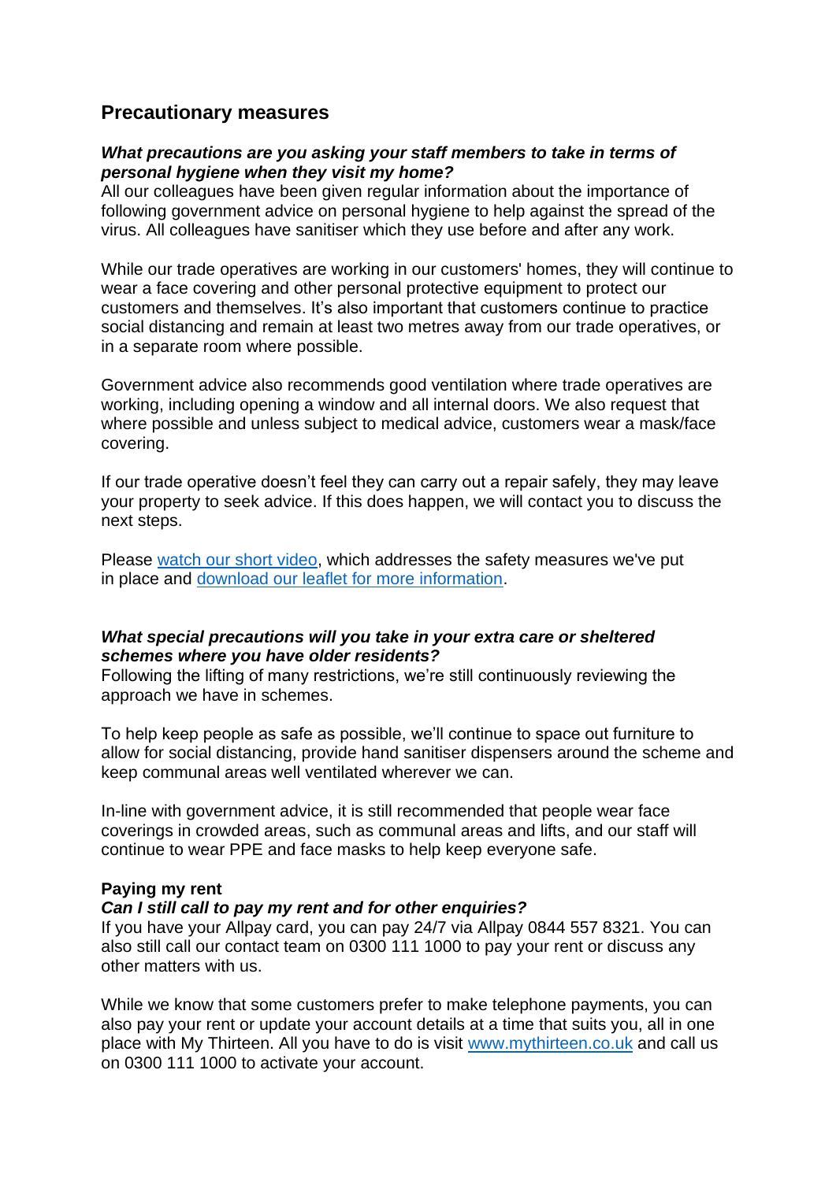## Precautionary measures

***What precautions are you asking your staff members to take in terms of personal hygiene when they visit my home?***

All our colleagues have been given regular information about the importance of following government advice on personal hygiene to help against the spread of the virus. All colleagues have sanitiser which they use before and after any work.

While our trade operatives are working in our customers' homes, they will continue to wear a face covering and other personal protective equipment to protect our customers and themselves. It's also important that customers continue to practice social distancing and remain at least two metres away from our trade operatives, or in a separate room where possible.

Government advice also recommends good ventilation where trade operatives are working, including opening a window and all internal doors. We also request that where possible and unless subject to medical advice, customers wear a mask/face covering.

If our trade operative doesn't feel they can carry out a repair safely, they may leave your property to seek advice. If this does happen, we will contact you to discuss the next steps.

Please watch our short video, which addresses the safety measures we've put in place and download our leaflet for more information.

***What special precautions will you take in your extra care or sheltered schemes where you have older residents?***

Following the lifting of many restrictions, we're still continuously reviewing the approach we have in schemes.

To help keep people as safe as possible, we'll continue to space out furniture to allow for social distancing, provide hand sanitiser dispensers around the scheme and keep communal areas well ventilated wherever we can.

In-line with government advice, it is still recommended that people wear face coverings in crowded areas, such as communal areas and lifts, and our staff will continue to wear PPE and face masks to help keep everyone safe.

**Paying my rent**

***Can I still call to pay my rent and for other enquiries?***

If you have your Allpay card, you can pay 24/7 via Allpay 0844 557 8321. You can also still call our contact team on 0300 111 1000 to pay your rent or discuss any other matters with us.

While we know that some customers prefer to make telephone payments, you can also pay your rent or update your account details at a time that suits you, all in one place with My Thirteen. All you have to do is visit www.mythirteen.co.uk and call us on 0300 111 1000 to activate your account.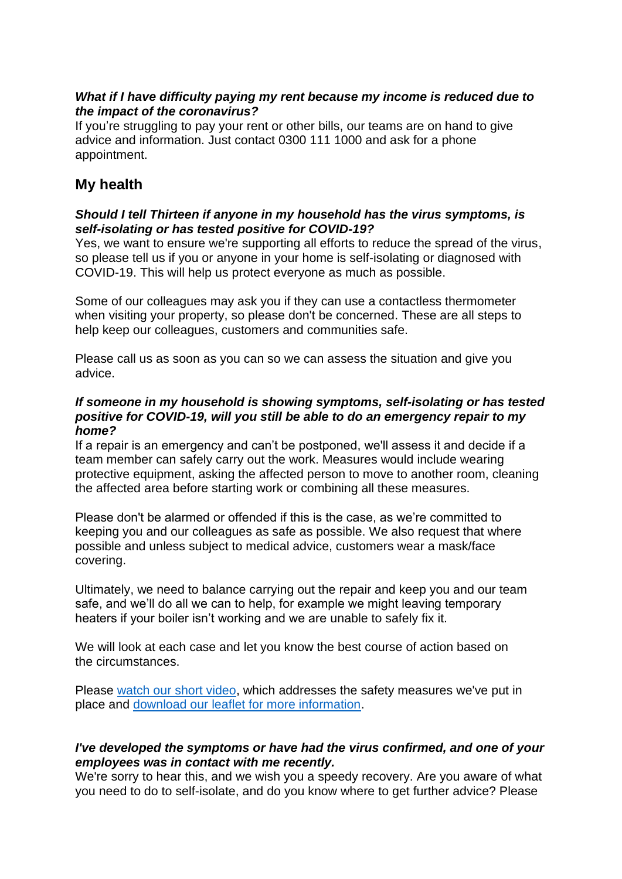***What if I have difficulty paying my rent because my income is reduced due to the impact of the coronavirus?***
If you're struggling to pay your rent or other bills, our teams are on hand to give advice and information. Just contact 0300 111 1000 and ask for a phone appointment.

## My health

***Should I tell Thirteen if anyone in my household has the virus symptoms, is self-isolating or has tested positive for COVID-19?***
Yes, we want to ensure we're supporting all efforts to reduce the spread of the virus, so please tell us if you or anyone in your home is self-isolating or diagnosed with COVID-19. This will help us protect everyone as much as possible.

Some of our colleagues may ask you if they can use a contactless thermometer when visiting your property, so please don't be concerned. These are all steps to help keep our colleagues, customers and communities safe.

Please call us as soon as you can so we can assess the situation and give you advice.

***If someone in my household is showing symptoms, self-isolating or has tested positive for COVID-19, will you still be able to do an emergency repair to my home?***
If a repair is an emergency and can't be postponed, we'll assess it and decide if a team member can safely carry out the work. Measures would include wearing protective equipment, asking the affected person to move to another room, cleaning the affected area before starting work or combining all these measures.

Please don't be alarmed or offended if this is the case, as we're committed to keeping you and our colleagues as safe as possible. We also request that where possible and unless subject to medical advice, customers wear a mask/face covering.

Ultimately, we need to balance carrying out the repair and keep you and our team safe, and we'll do all we can to help, for example we might leaving temporary heaters if your boiler isn't working and we are unable to safely fix it.

We will look at each case and let you know the best course of action based on the circumstances.

Please watch our short video, which addresses the safety measures we've put in place and download our leaflet for more information.

***I've developed the symptoms or have had the virus confirmed, and one of your employees was in contact with me recently.***
We're sorry to hear this, and we wish you a speedy recovery. Are you aware of what you need to do to self-isolate, and do you know where to get further advice? Please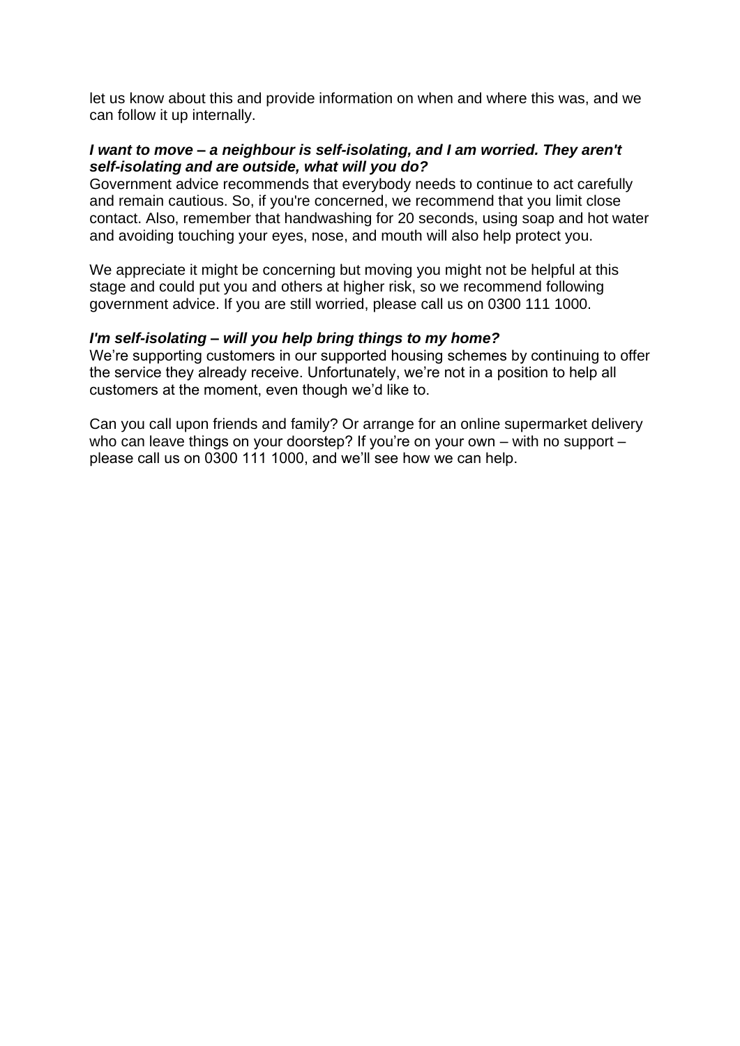let us know about this and provide information on when and where this was, and we can follow it up internally.

***I want to move – a neighbour is self-isolating, and I am worried. They aren't self-isolating and are outside, what will you do?***

Government advice recommends that everybody needs to continue to act carefully and remain cautious. So, if you're concerned, we recommend that you limit close contact. Also, remember that handwashing for 20 seconds, using soap and hot water and avoiding touching your eyes, nose, and mouth will also help protect you.

We appreciate it might be concerning but moving you might not be helpful at this stage and could put you and others at higher risk, so we recommend following government advice. If you are still worried, please call us on 0300 111 1000.

***I'm self-isolating – will you help bring things to my home?***

We're supporting customers in our supported housing schemes by continuing to offer the service they already receive. Unfortunately, we're not in a position to help all customers at the moment, even though we'd like to.

Can you call upon friends and family? Or arrange for an online supermarket delivery who can leave things on your doorstep? If you're on your own – with no support – please call us on 0300 111 1000, and we'll see how we can help.